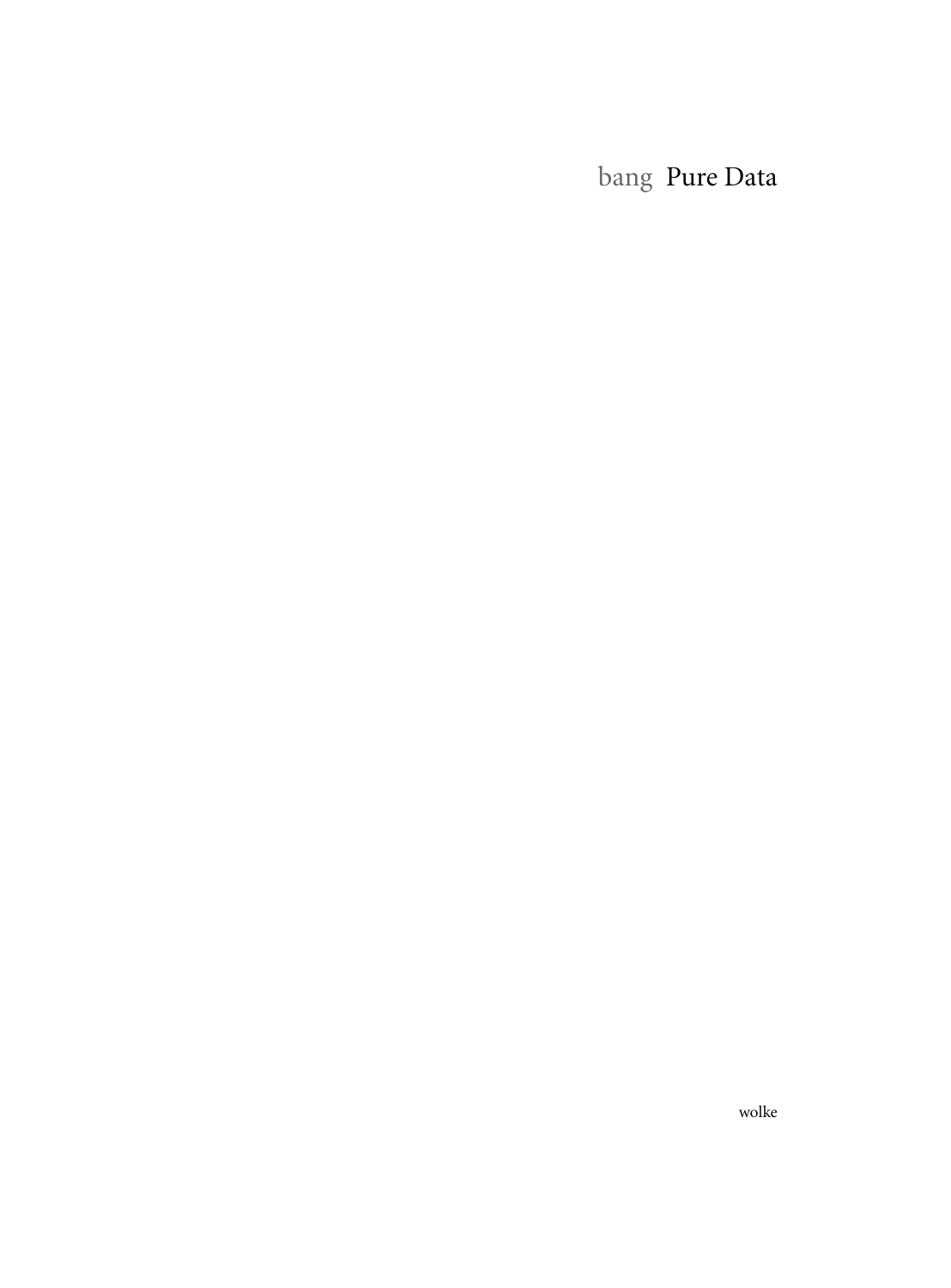# bang Pure Data

wolke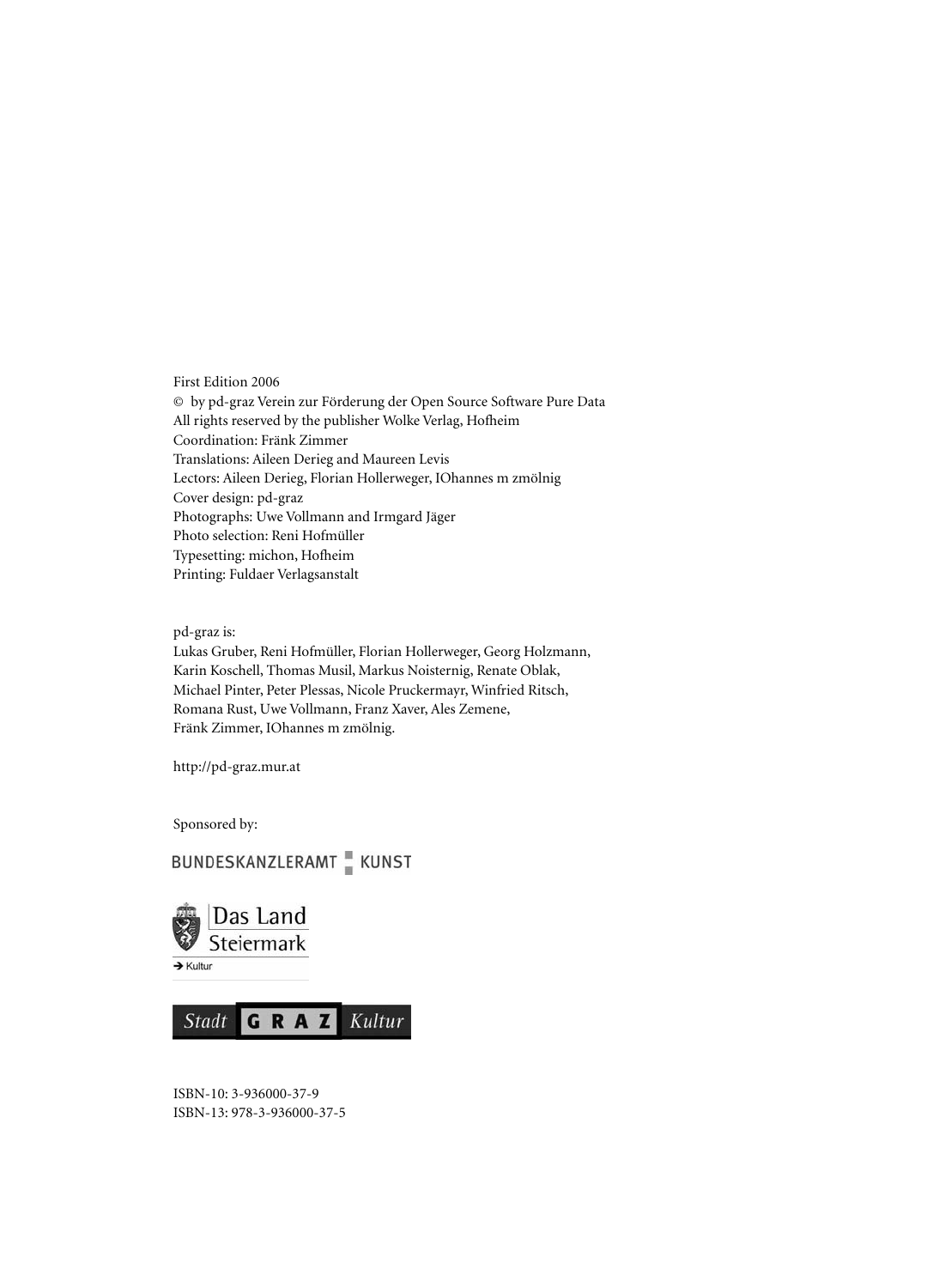First Edition 2006
© by pd-graz Verein zur Förderung der Open Source Software Pure Data
All rights reserved by the publisher Wolke Verlag, Hofheim
Coordination: Fränk Zimmer
Translations: Aileen Derieg and Maureen Levis
Lectors: Aileen Derieg, Florian Hollerweger, IOhannes m zmölnig
Cover design: pd-graz
Photographs: Uwe Vollmann and Irmgard Jäger
Photo selection: Reni Hofmüller
Typesetting: michon, Hofheim
Printing: Fuldaer Verlagsanstalt

pd-graz is:
Lukas Gruber, Reni Hofmüller, Florian Hollerweger, Georg Holzmann, Karin Koschell, Thomas Musil, Markus Noisternig, Renate Oblak, Michael Pinter, Peter Plessas, Nicole Pruckermayr, Winfried Ritsch, Romana Rust, Uwe Vollmann, Franz Xaver, Ales Zemene, Fränk Zimmer, IOhannes m zmölnig.

http://pd-graz.mur.at

Sponsored by:

BUNDESKANZLERAMT KUNST

Das Land Steiermark
→ Kultur

Stadt GRAZ Kultur

ISBN-10: 3-936000-37-9
ISBN-13: 978-3-936000-37-5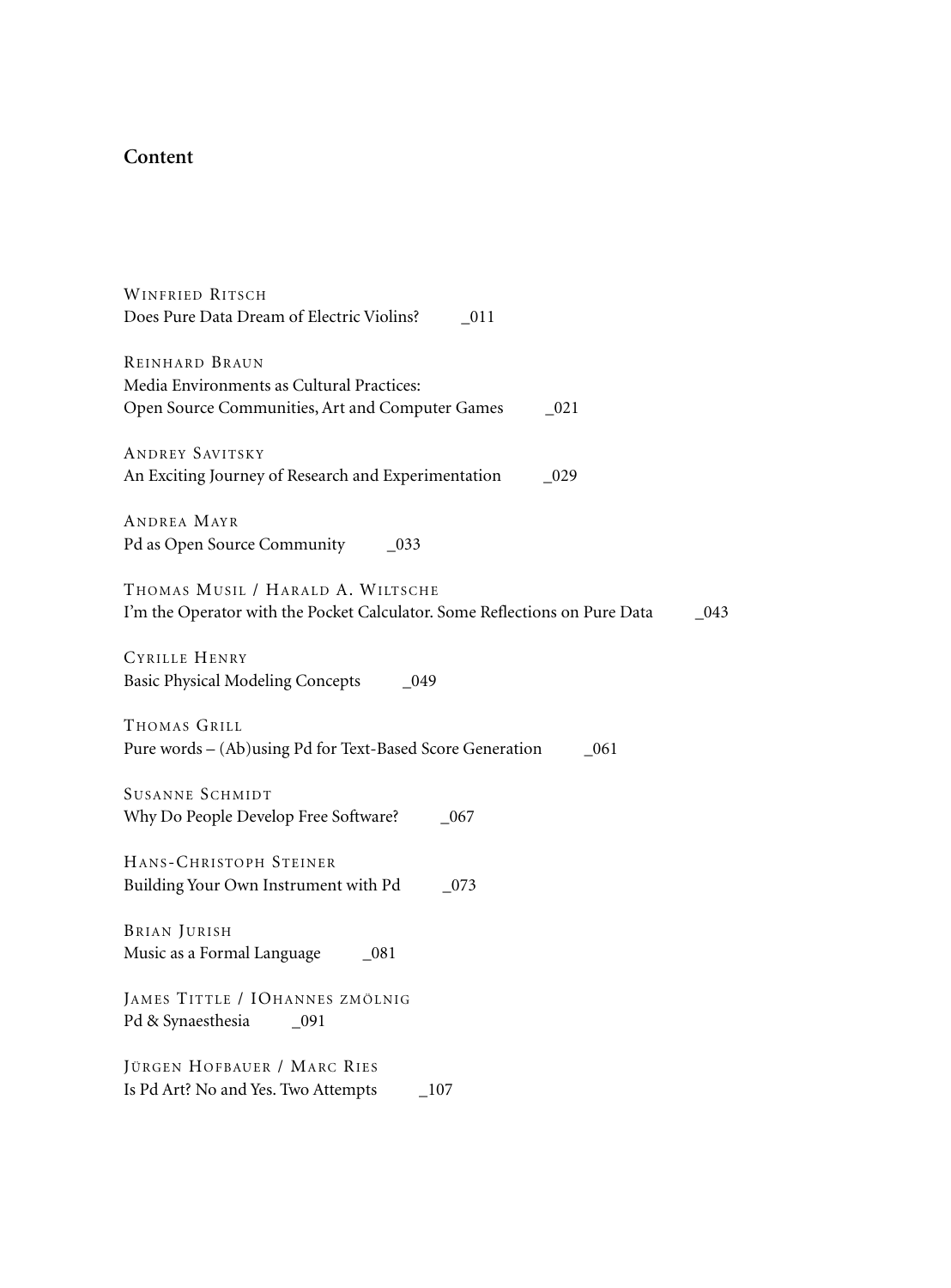## Content

WINFRIED RITSCH
Does Pure Data Dream of Electric Violins? _011

REINHARD BRAUN
Media Environments as Cultural Practices:
Open Source Communities, Art and Computer Games _021

ANDREY SAVITSKY
An Exciting Journey of Research and Experimentation _029

ANDREA MAYR
Pd as Open Source Community _033

THOMAS MUSIL / HARALD A. WILTSCHE
I'm the Operator with the Pocket Calculator. Some Reflections on Pure Data _043

CYRILLE HENRY
Basic Physical Modeling Concepts _049

THOMAS GRILL
Pure words – (Ab)using Pd for Text-Based Score Generation _061

SUSANNE SCHMIDT
Why Do People Develop Free Software? _067

HANS-CHRISTOPH STEINER
Building Your Own Instrument with Pd _073

BRIAN JURISH
Music as a Formal Language _081

JAMES TITTLE / IOHANNES ZMÖLNIG
Pd & Synaesthesia _091

JÜRGEN HOFBAUER / MARC RIES
Is Pd Art? No and Yes. Two Attempts _107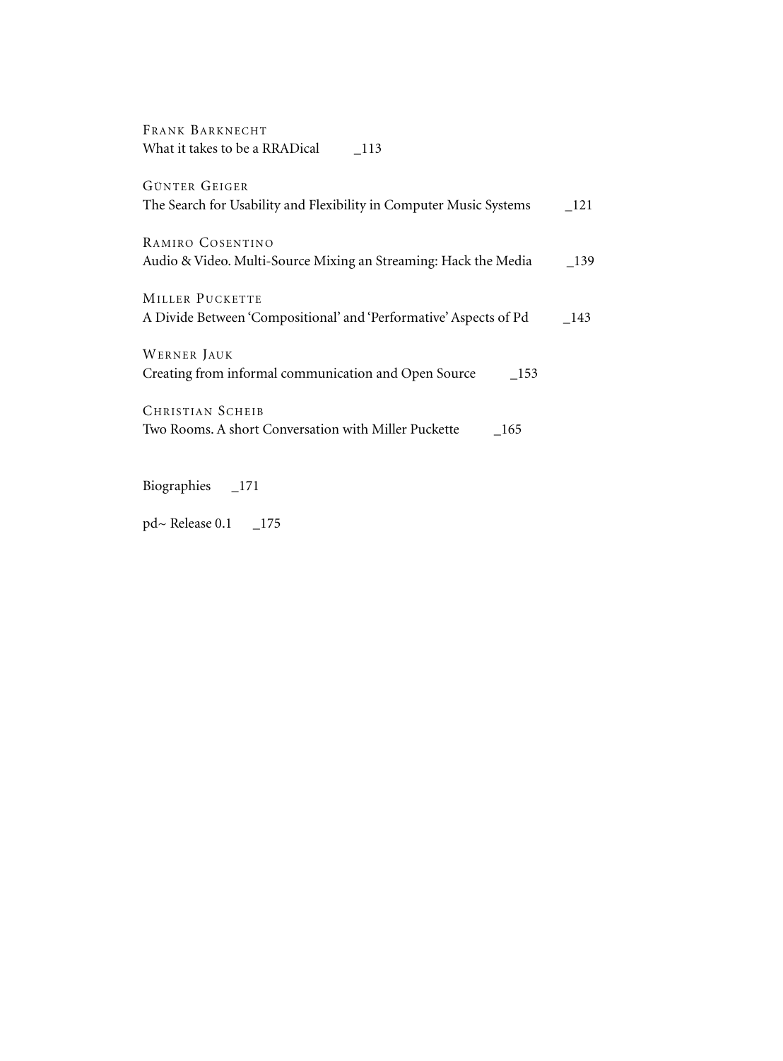Frank Barknecht
What it takes to be a RRADical _113

Günter Geiger
The Search for Usability and Flexibility in Computer Music Systems _121

Ramiro Cosentino
Audio & Video. Multi-Source Mixing an Streaming: Hack the Media _139

Miller Puckette
A Divide Between 'Compositional' and 'Performative' Aspects of Pd _143

Werner Jauk
Creating from informal communication and Open Source _153

Christian Scheib
Two Rooms. A short Conversation with Miller Puckette _165

Biographies _171

pd~ Release 0.1 _175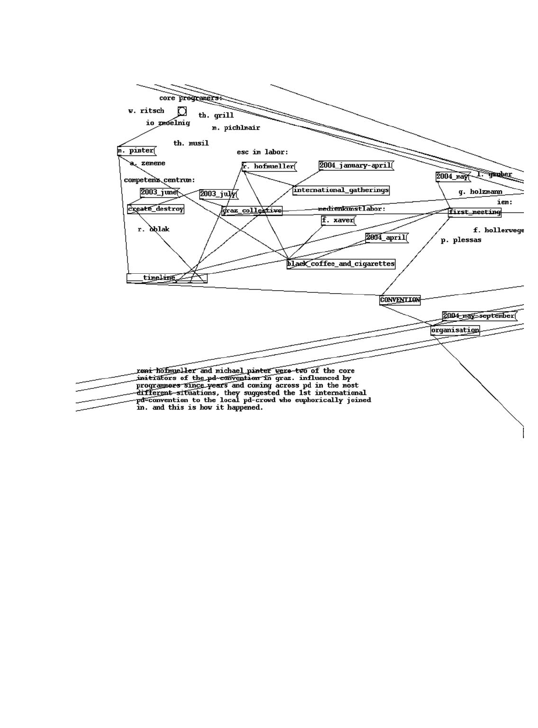core programers:

w. ritsch

th. grill

io zmoelnig

m. pichlmair

th. musil

m. pinter

esc im labor:

a. zemene

r. hofmueller

2004_january-april

2004_may

l. gruber

competenz centrum:

international_gatherings

2003_june

2003_july

g. holzmann

iem:

create_destroy

graz_collective

medienkunstlabor:

first_meeting

f. xaver

r. oblak

f. hollerwege

2004_april

p. plessas

black_coffee_and_cigarettes

timeline

CONVENTION

2004_may-september

organisation

reni hofmueller and michael pinter were two of the core initiators of the pd~convention in graz. influenced by programmers since years and coming across pd in the most different situations, they suggested the 1st international pd~convention to the local pd-crowd who euphorically joined in. and this is how it happened.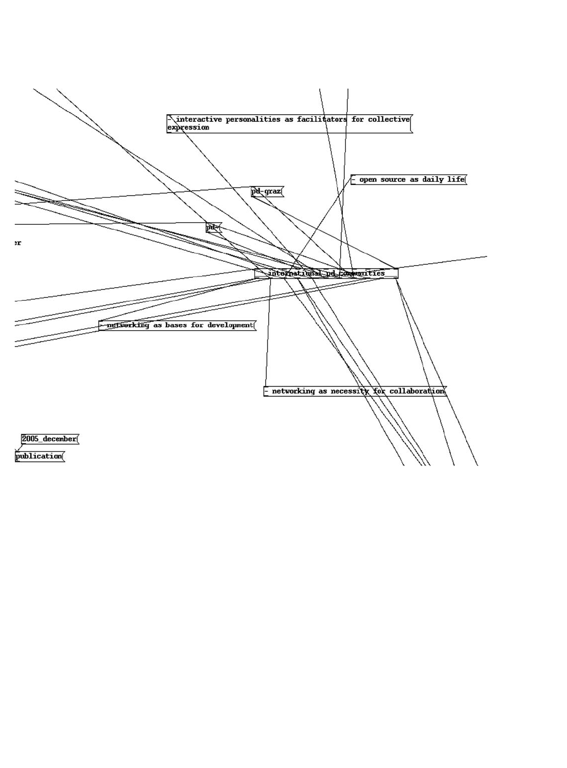- interactive personalities as facilitators for collective expression

- open source as daily life

pd-graz

pd~

er

international_pd_communities

- networking as bases for development

- networking as necessity for collaboration

2005_december

publication